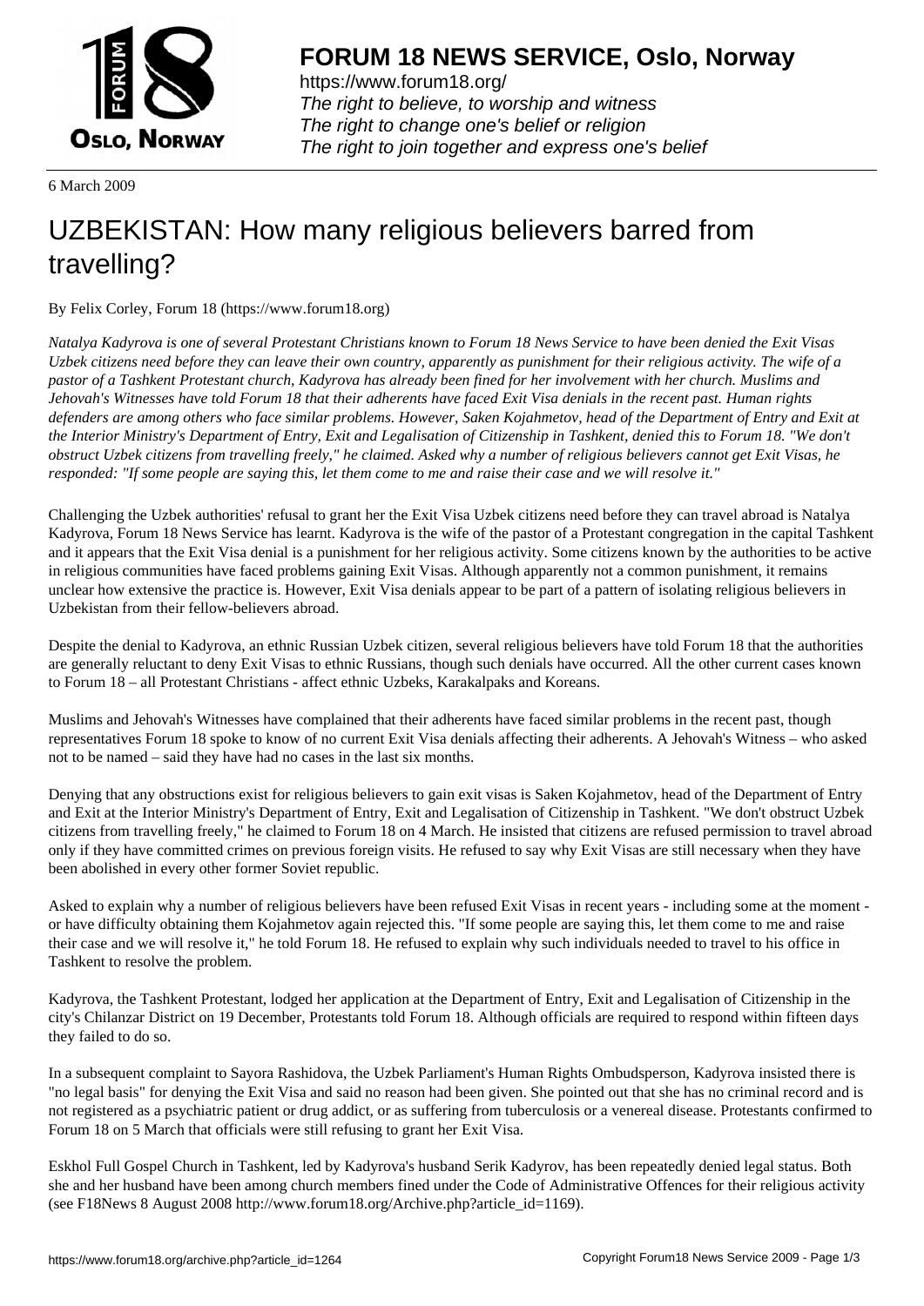FORUM 18 NEWS SERVICE, Oslo, Norway

https://www.forum18.org/
*The right to believe, to worship and witness*
*The right to change one's belief or religion*
*The right to join together and express one's belief*

6 March 2009

# UZBEKISTAN: How many religious believers barred from travelling?

By Felix Corley, Forum 18 (https://www.forum18.org)

*Natalya Kadyrova is one of several Protestant Christians known to Forum 18 News Service to have been denied the Exit Visas Uzbek citizens need before they can leave their own country, apparently as punishment for their religious activity. The wife of a pastor of a Tashkent Protestant church, Kadyrova has already been fined for her involvement with her church. Muslims and Jehovah's Witnesses have told Forum 18 that their adherents have faced Exit Visa denials in the recent past. Human rights defenders are among others who face similar problems. However, Saken Kojahmetov, head of the Department of Entry and Exit at the Interior Ministry's Department of Entry, Exit and Legalisation of Citizenship in Tashkent, denied this to Forum 18. "We don't obstruct Uzbek citizens from travelling freely," he claimed. Asked why a number of religious believers cannot get Exit Visas, he responded: "If some people are saying this, let them come to me and raise their case and we will resolve it."*

Challenging the Uzbek authorities' refusal to grant her the Exit Visa Uzbek citizens need before they can travel abroad is Natalya Kadyrova, Forum 18 News Service has learnt. Kadyrova is the wife of the pastor of a Protestant congregation in the capital Tashkent and it appears that the Exit Visa denial is a punishment for her religious activity. Some citizens known by the authorities to be active in religious communities have faced problems gaining Exit Visas. Although apparently not a common punishment, it remains unclear how extensive the practice is. However, Exit Visa denials appear to be part of a pattern of isolating religious believers in Uzbekistan from their fellow-believers abroad.

Despite the denial to Kadyrova, an ethnic Russian Uzbek citizen, several religious believers have told Forum 18 that the authorities are generally reluctant to deny Exit Visas to ethnic Russians, though such denials have occurred. All the other current cases known to Forum 18 – all Protestant Christians - affect ethnic Uzbeks, Karakalpaks and Koreans.

Muslims and Jehovah's Witnesses have complained that their adherents have faced similar problems in the recent past, though representatives Forum 18 spoke to know of no current Exit Visa denials affecting their adherents. A Jehovah's Witness – who asked not to be named – said they have had no cases in the last six months.

Denying that any obstructions exist for religious believers to gain exit visas is Saken Kojahmetov, head of the Department of Entry and Exit at the Interior Ministry's Department of Entry, Exit and Legalisation of Citizenship in Tashkent. "We don't obstruct Uzbek citizens from travelling freely," he claimed to Forum 18 on 4 March. He insisted that citizens are refused permission to travel abroad only if they have committed crimes on previous foreign visits. He refused to say why Exit Visas are still necessary when they have been abolished in every other former Soviet republic.

Asked to explain why a number of religious believers have been refused Exit Visas in recent years - including some at the moment - or have difficulty obtaining them Kojahmetov again rejected this. "If some people are saying this, let them come to me and raise their case and we will resolve it," he told Forum 18. He refused to explain why such individuals needed to travel to his office in Tashkent to resolve the problem.

Kadyrova, the Tashkent Protestant, lodged her application at the Department of Entry, Exit and Legalisation of Citizenship in the city's Chilanzar District on 19 December, Protestants told Forum 18. Although officials are required to respond within fifteen days they failed to do so.

In a subsequent complaint to Sayora Rashidova, the Uzbek Parliament's Human Rights Ombudsperson, Kadyrova insisted there is "no legal basis" for denying the Exit Visa and said no reason had been given. She pointed out that she has no criminal record and is not registered as a psychiatric patient or drug addict, or as suffering from tuberculosis or a venereal disease. Protestants confirmed to Forum 18 on 5 March that officials were still refusing to grant her Exit Visa.

Eskhol Full Gospel Church in Tashkent, led by Kadyrova's husband Serik Kadyrov, has been repeatedly denied legal status. Both she and her husband have been among church members fined under the Code of Administrative Offences for their religious activity (see F18News 8 August 2008 http://www.forum18.org/Archive.php?article_id=1169).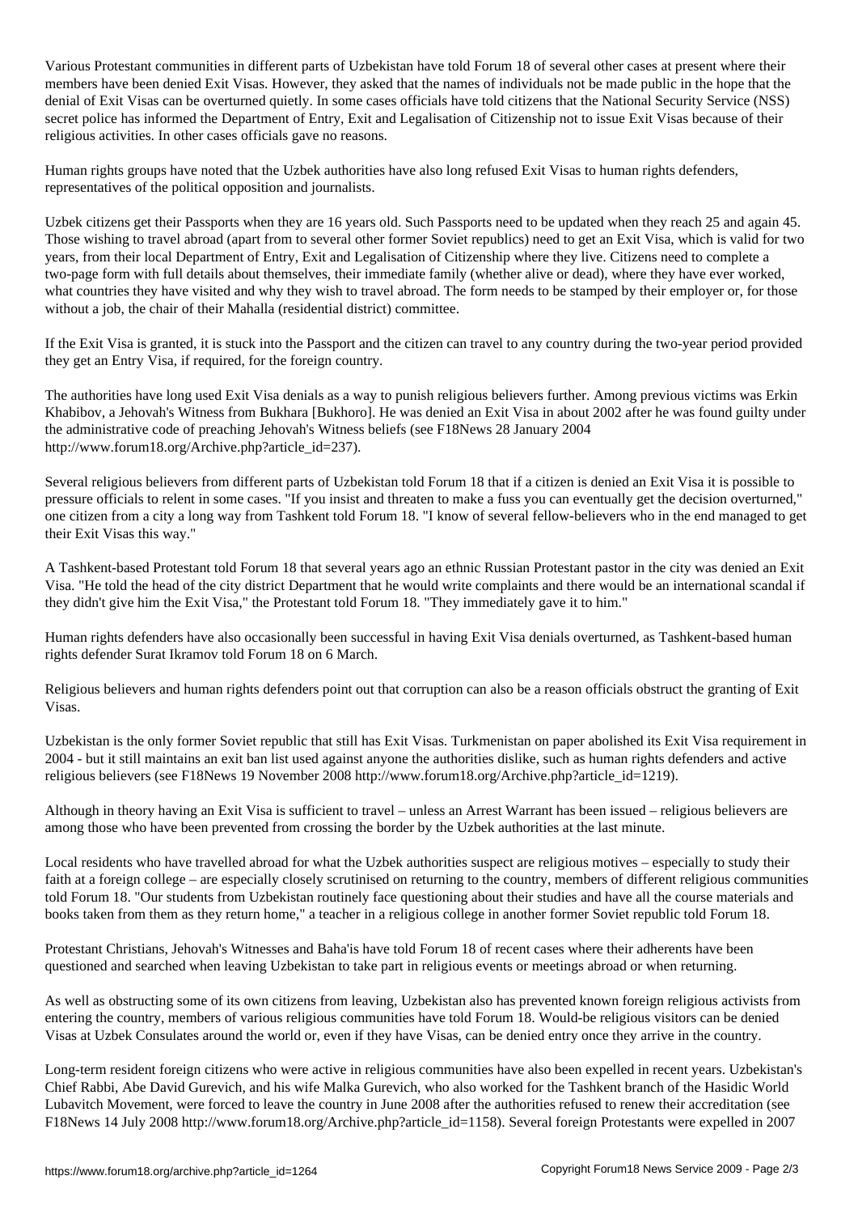Various Protestant communities in different parts of Uzbekistan have told Forum 18 of several other cases at present where their members have been denied Exit Visas. However, they asked that the names of individuals not be made public in the hope that the denial of Exit Visas can be overturned quietly. In some cases officials have told citizens that the National Security Service (NSS) secret police has informed the Department of Entry, Exit and Legalisation of Citizenship not to issue Exit Visas because of their religious activities. In other cases officials gave no reasons.

Human rights groups have noted that the Uzbek authorities have also long refused Exit Visas to human rights defenders, representatives of the political opposition and journalists.

Uzbek citizens get their Passports when they are 16 years old. Such Passports need to be updated when they reach 25 and again 45. Those wishing to travel abroad (apart from to several other former Soviet republics) need to get an Exit Visa, which is valid for two years, from their local Department of Entry, Exit and Legalisation of Citizenship where they live. Citizens need to complete a two-page form with full details about themselves, their immediate family (whether alive or dead), where they have ever worked, what countries they have visited and why they wish to travel abroad. The form needs to be stamped by their employer or, for those without a job, the chair of their Mahalla (residential district) committee.

If the Exit Visa is granted, it is stuck into the Passport and the citizen can travel to any country during the two-year period provided they get an Entry Visa, if required, for the foreign country.

The authorities have long used Exit Visa denials as a way to punish religious believers further. Among previous victims was Erkin Khabibov, a Jehovah's Witness from Bukhara [Bukhoro]. He was denied an Exit Visa in about 2002 after he was found guilty under the administrative code of preaching Jehovah's Witness beliefs (see F18News 28 January 2004 http://www.forum18.org/Archive.php?article_id=237).

Several religious believers from different parts of Uzbekistan told Forum 18 that if a citizen is denied an Exit Visa it is possible to pressure officials to relent in some cases. "If you insist and threaten to make a fuss you can eventually get the decision overturned," one citizen from a city a long way from Tashkent told Forum 18. "I know of several fellow-believers who in the end managed to get their Exit Visas this way."

A Tashkent-based Protestant told Forum 18 that several years ago an ethnic Russian Protestant pastor in the city was denied an Exit Visa. "He told the head of the city district Department that he would write complaints and there would be an international scandal if they didn't give him the Exit Visa," the Protestant told Forum 18. "They immediately gave it to him."

Human rights defenders have also occasionally been successful in having Exit Visa denials overturned, as Tashkent-based human rights defender Surat Ikramov told Forum 18 on 6 March.

Religious believers and human rights defenders point out that corruption can also be a reason officials obstruct the granting of Exit Visas.

Uzbekistan is the only former Soviet republic that still has Exit Visas. Turkmenistan on paper abolished its Exit Visa requirement in 2004 - but it still maintains an exit ban list used against anyone the authorities dislike, such as human rights defenders and active religious believers (see F18News 19 November 2008 http://www.forum18.org/Archive.php?article_id=1219).

Although in theory having an Exit Visa is sufficient to travel – unless an Arrest Warrant has been issued – religious believers are among those who have been prevented from crossing the border by the Uzbek authorities at the last minute.

Local residents who have travelled abroad for what the Uzbek authorities suspect are religious motives – especially to study their faith at a foreign college – are especially closely scrutinised on returning to the country, members of different religious communities told Forum 18. "Our students from Uzbekistan routinely face questioning about their studies and have all the course materials and books taken from them as they return home," a teacher in a religious college in another former Soviet republic told Forum 18.

Protestant Christians, Jehovah's Witnesses and Baha'is have told Forum 18 of recent cases where their adherents have been questioned and searched when leaving Uzbekistan to take part in religious events or meetings abroad or when returning.

As well as obstructing some of its own citizens from leaving, Uzbekistan also has prevented known foreign religious activists from entering the country, members of various religious communities have told Forum 18. Would-be religious visitors can be denied Visas at Uzbek Consulates around the world or, even if they have Visas, can be denied entry once they arrive in the country.

Long-term resident foreign citizens who were active in religious communities have also been expelled in recent years. Uzbekistan's Chief Rabbi, Abe David Gurevich, and his wife Malka Gurevich, who also worked for the Tashkent branch of the Hasidic World Lubavitch Movement, were forced to leave the country in June 2008 after the authorities refused to renew their accreditation (see F18News 14 July 2008 http://www.forum18.org/Archive.php?article_id=1158). Several foreign Protestants were expelled in 2007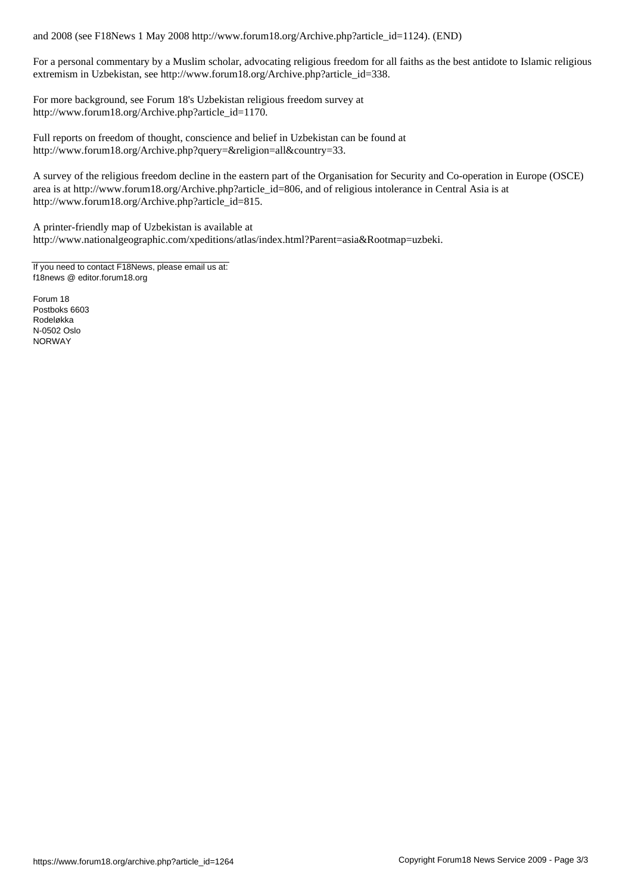and 2008 (see F18News 1 May 2008 http://www.forum18.org/Archive.php?article_id=1124). (END)

For a personal commentary by a Muslim scholar, advocating religious freedom for all faiths as the best antidote to Islamic religious extremism in Uzbekistan, see http://www.forum18.org/Archive.php?article_id=338.

For more background, see Forum 18's Uzbekistan religious freedom survey at http://www.forum18.org/Archive.php?article_id=1170.

Full reports on freedom of thought, conscience and belief in Uzbekistan can be found at http://www.forum18.org/Archive.php?query=&religion=all&country=33.

A survey of the religious freedom decline in the eastern part of the Organisation for Security and Co-operation in Europe (OSCE) area is at http://www.forum18.org/Archive.php?article_id=806, and of religious intolerance in Central Asia is at http://www.forum18.org/Archive.php?article_id=815.

A printer-friendly map of Uzbekistan is available at http://www.nationalgeographic.com/xpeditions/atlas/index.html?Parent=asia&Rootmap=uzbeki.

If you need to contact F18News, please email us at:
f18news @ editor.forum18.org

Forum 18
Postboks 6603
Rodeløkka
N-0502 Oslo
NORWAY